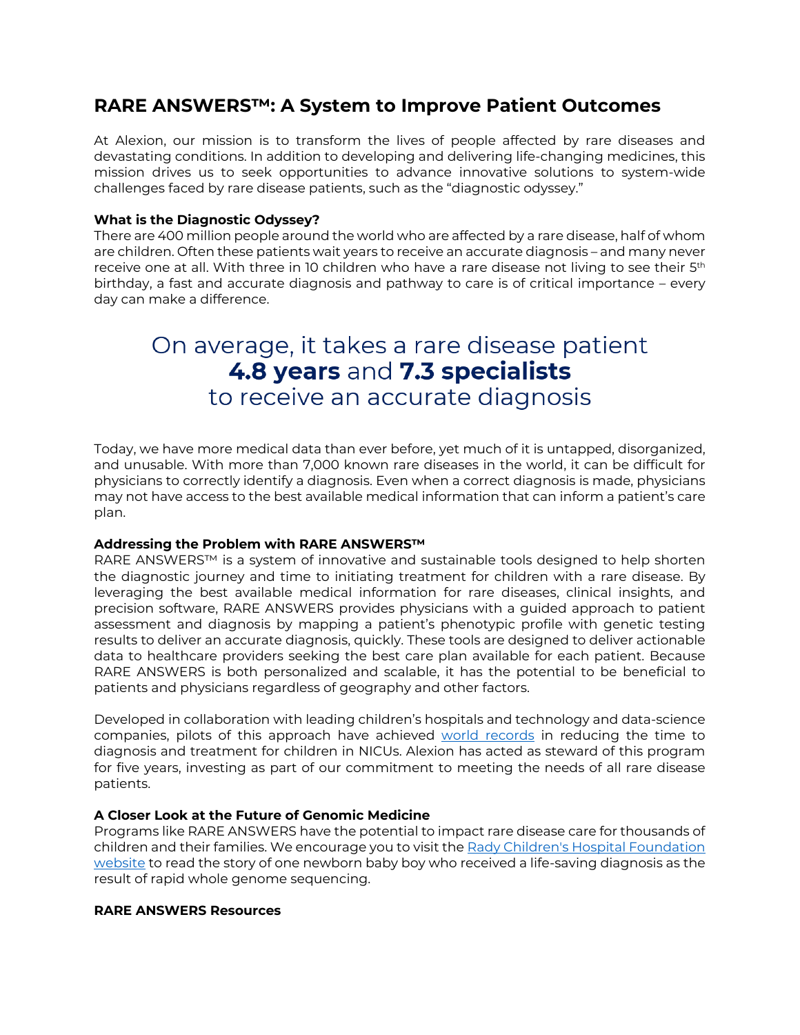# RARE ANSWERS™: A System to Improve Patient Outcomes

At Alexion, our mission is to transform the lives of people affected by rare diseases and devastating conditions. In addition to developing and delivering life-changing medicines, this mission drives us to seek opportunities to advance innovative solutions to system-wide challenges faced by rare disease patients, such as the "diagnostic odyssey."

**What is the Diagnostic Odyssey?**

There are 400 million people around the world who are affected by a rare disease, half of whom are children. Often these patients wait years to receive an accurate diagnosis – and many never receive one at all. With three in 10 children who have a rare disease not living to see their 5th birthday, a fast and accurate diagnosis and pathway to care is of critical importance – every day can make a difference.

> On average, it takes a rare disease patient **4.8 years** and **7.3 specialists** to receive an accurate diagnosis

Today, we have more medical data than ever before, yet much of it is untapped, disorganized, and unusable. With more than 7,000 known rare diseases in the world, it can be difficult for physicians to correctly identify a diagnosis. Even when a correct diagnosis is made, physicians may not have access to the best available medical information that can inform a patient's care plan.

**Addressing the Problem with RARE ANSWERS™**

RARE ANSWERS™ is a system of innovative and sustainable tools designed to help shorten the diagnostic journey and time to initiating treatment for children with a rare disease. By leveraging the best available medical information for rare diseases, clinical insights, and precision software, RARE ANSWERS provides physicians with a guided approach to patient assessment and diagnosis by mapping a patient's phenotypic profile with genetic testing results to deliver an accurate diagnosis, quickly. These tools are designed to deliver actionable data to healthcare providers seeking the best care plan available for each patient. Because RARE ANSWERS is both personalized and scalable, it has the potential to be beneficial to patients and physicians regardless of geography and other factors.

Developed in collaboration with leading children's hospitals and technology and data-science companies, pilots of this approach have achieved world records in reducing the time to diagnosis and treatment for children in NICUs. Alexion has acted as steward of this program for five years, investing as part of our commitment to meeting the needs of all rare disease patients.

**A Closer Look at the Future of Genomic Medicine**

Programs like RARE ANSWERS have the potential to impact rare disease care for thousands of children and their families. We encourage you to visit the Rady Children's Hospital Foundation website to read the story of one newborn baby boy who received a life-saving diagnosis as the result of rapid whole genome sequencing.

**RARE ANSWERS Resources**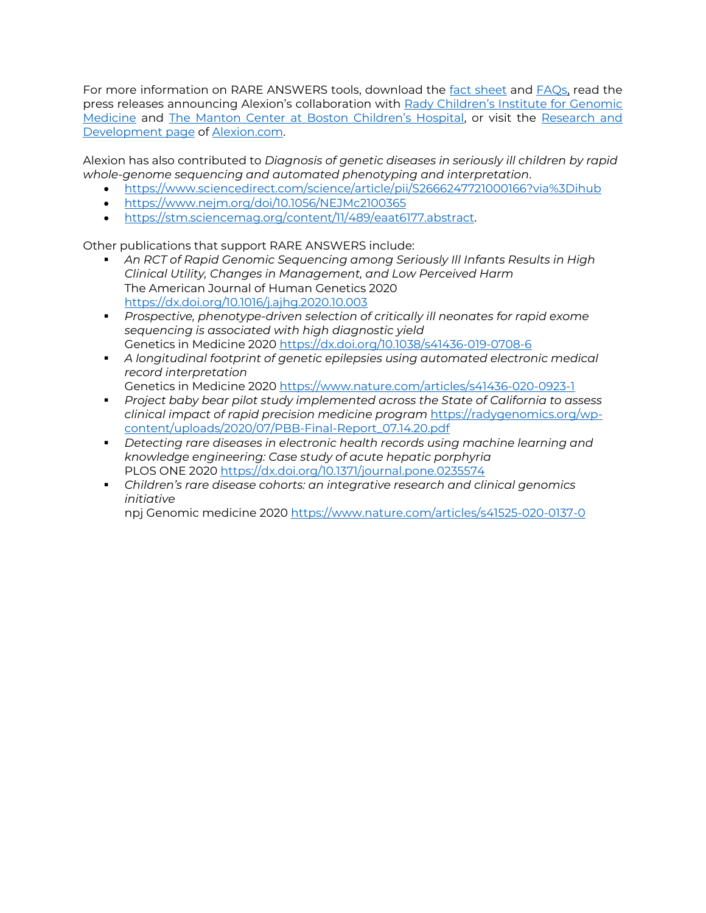For more information on RARE ANSWERS tools, download the fact sheet and FAQs, read the press releases announcing Alexion's collaboration with Rady Children's Institute for Genomic Medicine and The Manton Center at Boston Children's Hospital, or visit the Research and Development page of Alexion.com.

Alexion has also contributed to *Diagnosis of genetic diseases in seriously ill children by rapid whole-genome sequencing and automated phenotyping and interpretation.*

- https://www.sciencedirect.com/science/article/pii/S2666247721000166?via%3Dihub
- https://www.nejm.org/doi/10.1056/NEJMc2100365
- https://stm.sciencemag.org/content/11/489/eaat6177.abstract.

Other publications that support RARE ANSWERS include:

- *An RCT of Rapid Genomic Sequencing among Seriously Ill Infants Results in High Clinical Utility, Changes in Management, and Low Perceived Harm*
  The American Journal of Human Genetics 2020
  https://dx.doi.org/10.1016/j.ajhg.2020.10.003
- *Prospective, phenotype-driven selection of critically ill neonates for rapid exome sequencing is associated with high diagnostic yield*
  Genetics in Medicine 2020 https://dx.doi.org/10.1038/s41436-019-0708-6
- *A longitudinal footprint of genetic epilepsies using automated electronic medical record interpretation*
  Genetics in Medicine 2020 https://www.nature.com/articles/s41436-020-0923-1
- *Project baby bear pilot study implemented across the State of California to assess clinical impact of rapid precision medicine program* https://radygenomics.org/wp-content/uploads/2020/07/PBB-Final-Report_07.14.20.pdf
- *Detecting rare diseases in electronic health records using machine learning and knowledge engineering: Case study of acute hepatic porphyria*
  PLOS ONE 2020 https://dx.doi.org/10.1371/journal.pone.0235574
- *Children's rare disease cohorts: an integrative research and clinical genomics initiative*
  npj Genomic medicine 2020 https://www.nature.com/articles/s41525-020-0137-0